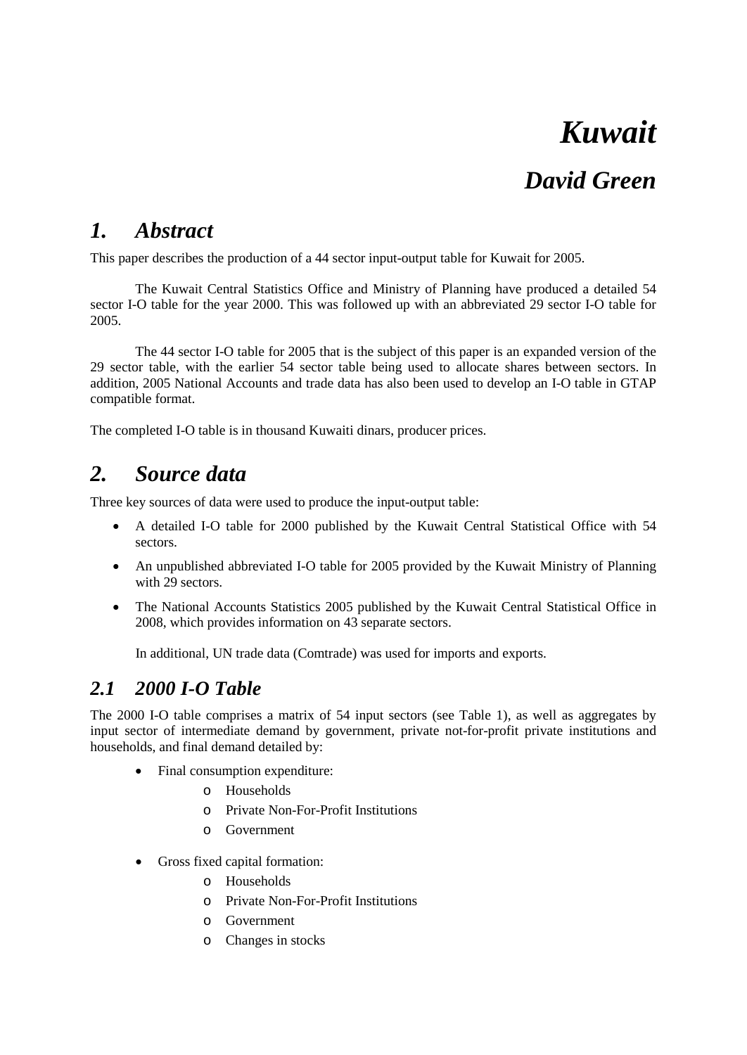# *Kuwait*

## *David Green*

## *1. Abstract*

This paper describes the production of a 44 sector input-output table for Kuwait for 2005.

The Kuwait Central Statistics Office and Ministry of Planning have produced a detailed 54 sector I-O table for the year 2000. This was followed up with an abbreviated 29 sector I-O table for 2005.

The 44 sector I-O table for 2005 that is the subject of this paper is an expanded version of the 29 sector table, with the earlier 54 sector table being used to allocate shares between sectors. In addition, 2005 National Accounts and trade data has also been used to develop an I-O table in GTAP compatible format.

The completed I-O table is in thousand Kuwaiti dinars, producer prices.

## *2. Source data*

Three key sources of data were used to produce the input-output table:

- A detailed I-O table for 2000 published by the Kuwait Central Statistical Office with 54 sectors.
- An unpublished abbreviated I-O table for 2005 provided by the Kuwait Ministry of Planning with 29 sectors.
- The National Accounts Statistics 2005 published by the Kuwait Central Statistical Office in 2008, which provides information on 43 separate sectors.

In additional, UN trade data (Comtrade) was used for imports and exports.

### *2.1 2000 I-O Table*

The 2000 I-O table comprises a matrix of 54 input sectors (see Table 1), as well as aggregates by input sector of intermediate demand by government, private not-for-profit private institutions and households, and final demand detailed by:

- Final consumption expenditure:
  - Households
  - Private Non-For-Profit Institutions
  - Government
- Gross fixed capital formation:
  - Households
  - Private Non-For-Profit Institutions
  - Government
  - Changes in stocks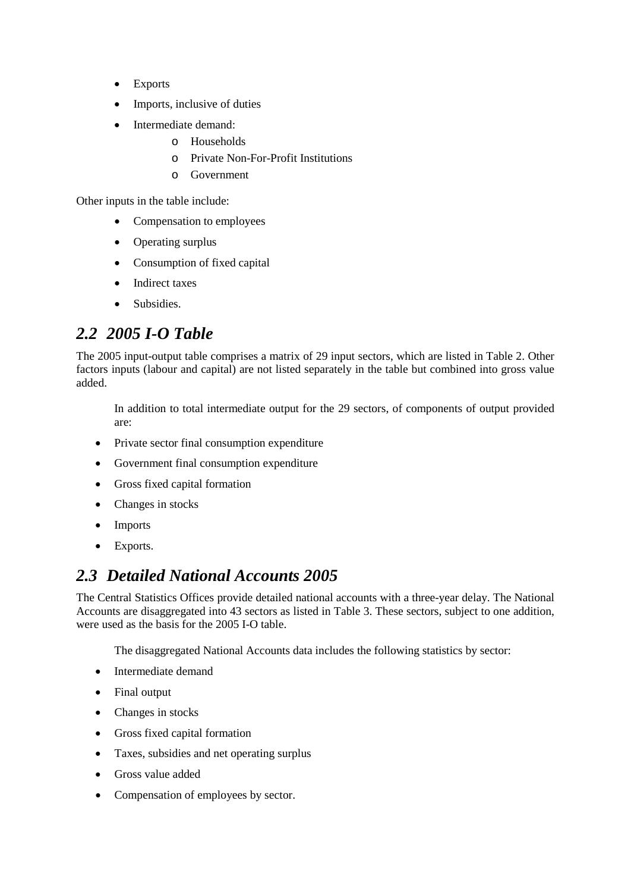- Exports
- Imports, inclusive of duties
- Intermediate demand:
    - Households
    - Private Non-For-Profit Institutions
    - Government

Other inputs in the table include:

- Compensation to employees
- Operating surplus
- Consumption of fixed capital
- Indirect taxes
- Subsidies.

## *2.2 2005 I-O Table*

The 2005 input-output table comprises a matrix of 29 input sectors, which are listed in Table 2. Other factors inputs (labour and capital) are not listed separately in the table but combined into gross value added.

In addition to total intermediate output for the 29 sectors, of components of output provided are:

- Private sector final consumption expenditure
- Government final consumption expenditure
- Gross fixed capital formation
- Changes in stocks
- Imports
- Exports.

## *2.3 Detailed National Accounts 2005*

The Central Statistics Offices provide detailed national accounts with a three-year delay. The National Accounts are disaggregated into 43 sectors as listed in Table 3. These sectors, subject to one addition, were used as the basis for the 2005 I-O table.

The disaggregated National Accounts data includes the following statistics by sector:

- Intermediate demand
- Final output
- Changes in stocks
- Gross fixed capital formation
- Taxes, subsidies and net operating surplus
- Gross value added
- Compensation of employees by sector.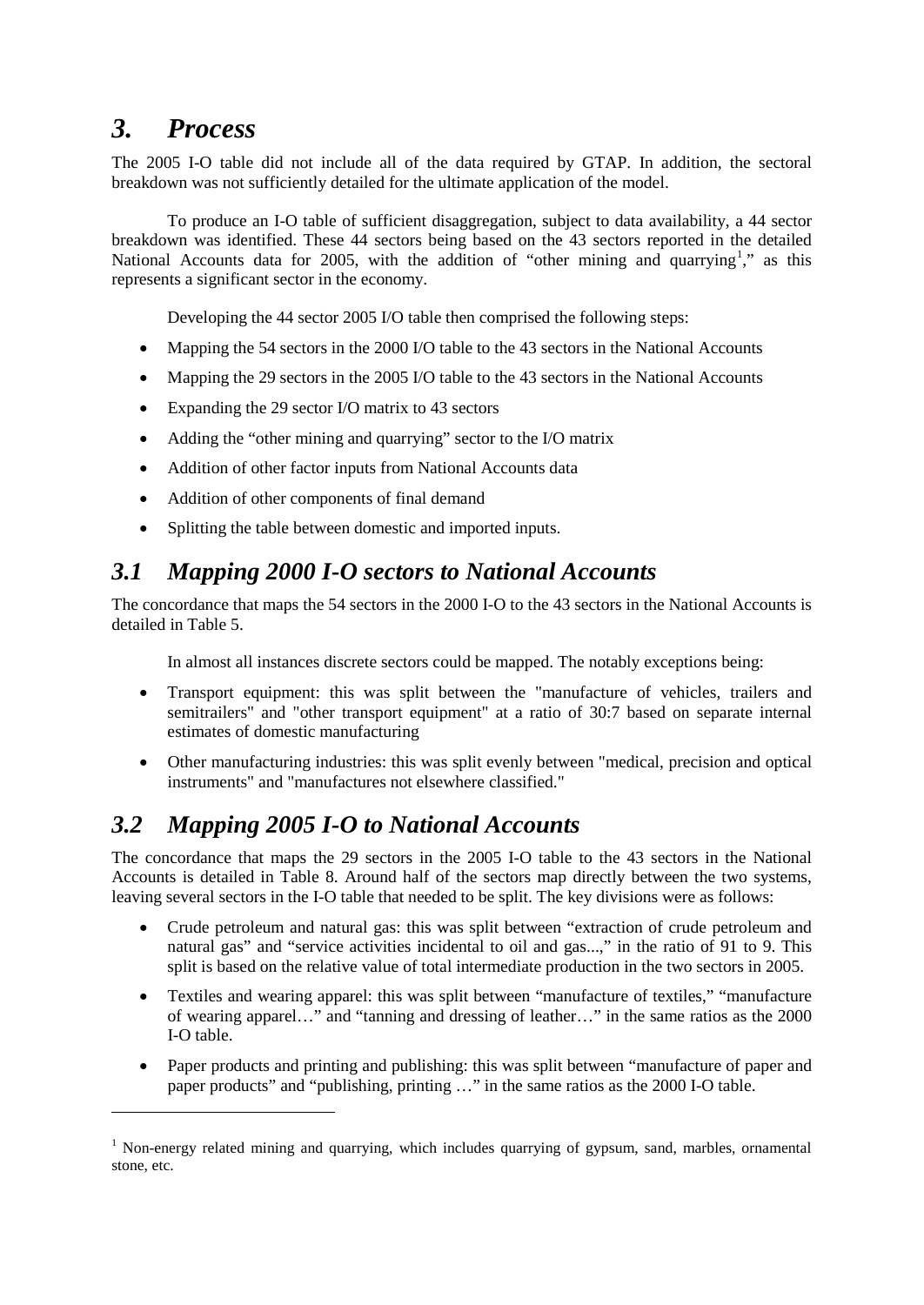# *3. Process*

The 2005 I-O table did not include all of the data required by GTAP. In addition, the sectoral breakdown was not sufficiently detailed for the ultimate application of the model.

To produce an I-O table of sufficient disaggregation, subject to data availability, a 44 sector breakdown was identified. These 44 sectors being based on the 43 sectors reported in the detailed National Accounts data for 2005, with the addition of "other mining and quarrying[1]," as this represents a significant sector in the economy.

Developing the 44 sector 2005 I/O table then comprised the following steps:

- Mapping the 54 sectors in the 2000 I/O table to the 43 sectors in the National Accounts
- Mapping the 29 sectors in the 2005 I/O table to the 43 sectors in the National Accounts
- Expanding the 29 sector I/O matrix to 43 sectors
- Adding the "other mining and quarrying" sector to the I/O matrix
- Addition of other factor inputs from National Accounts data
- Addition of other components of final demand
- Splitting the table between domestic and imported inputs.

## *3.1 Mapping 2000 I-O sectors to National Accounts*

The concordance that maps the 54 sectors in the 2000 I-O to the 43 sectors in the National Accounts is detailed in Table 5.

In almost all instances discrete sectors could be mapped. The notably exceptions being:

- Transport equipment: this was split between the "manufacture of vehicles, trailers and semitrailers" and "other transport equipment" at a ratio of 30:7 based on separate internal estimates of domestic manufacturing
- Other manufacturing industries: this was split evenly between "medical, precision and optical instruments" and "manufactures not elsewhere classified."

## *3.2 Mapping 2005 I-O to National Accounts*

The concordance that maps the 29 sectors in the 2005 I-O table to the 43 sectors in the National Accounts is detailed in Table 8. Around half of the sectors map directly between the two systems, leaving several sectors in the I-O table that needed to be split. The key divisions were as follows:

- Crude petroleum and natural gas: this was split between "extraction of crude petroleum and natural gas" and "service activities incidental to oil and gas...," in the ratio of 91 to 9. This split is based on the relative value of total intermediate production in the two sectors in 2005.
- Textiles and wearing apparel: this was split between "manufacture of textiles," "manufacture of wearing apparel…" and "tanning and dressing of leather…" in the same ratios as the 2000 I-O table.
- Paper products and printing and publishing: this was split between "manufacture of paper and paper products" and "publishing, printing …" in the same ratios as the 2000 I-O table.

[1] Non-energy related mining and quarrying, which includes quarrying of gypsum, sand, marbles, ornamental stone, etc.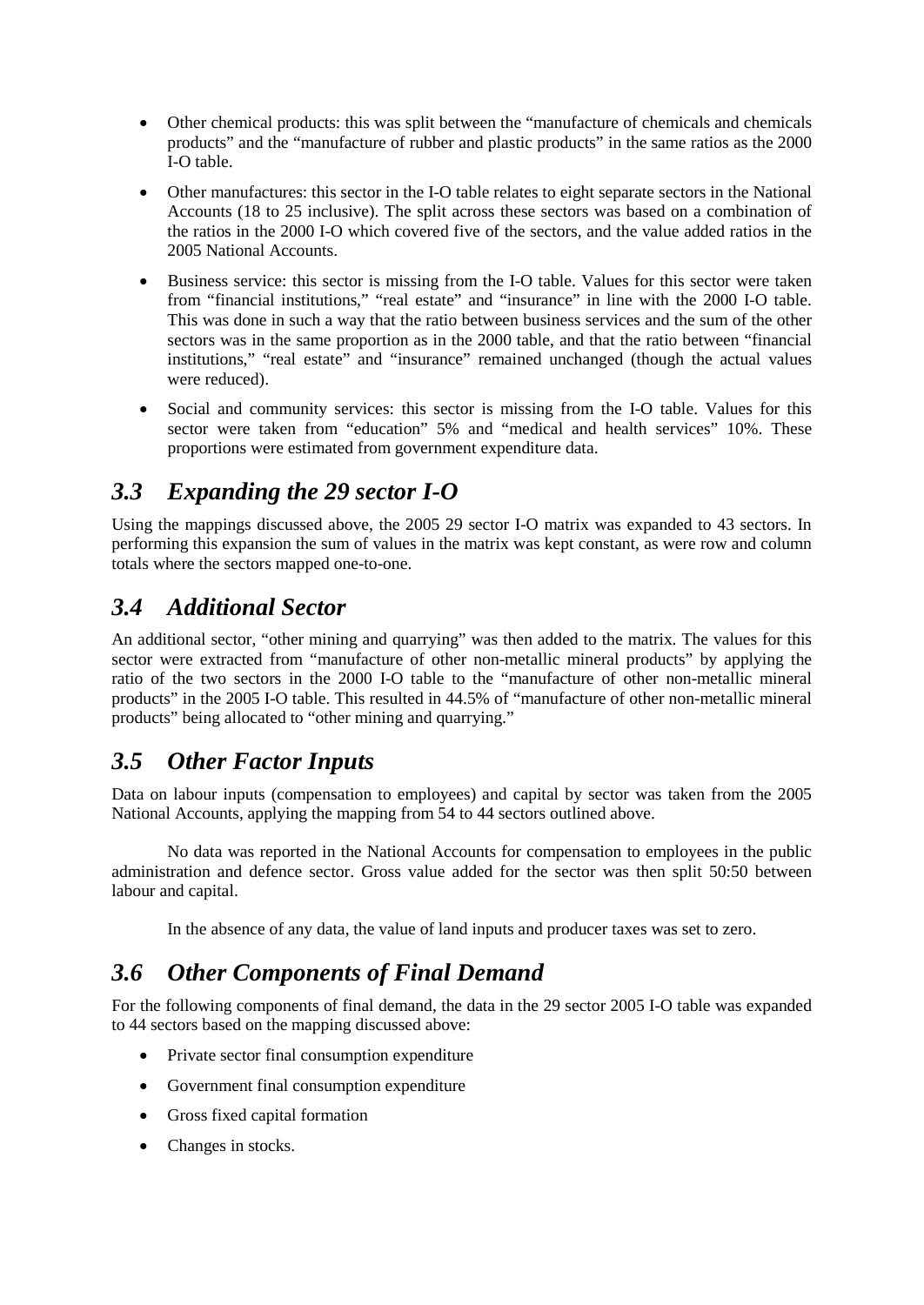- Other chemical products: this was split between the "manufacture of chemicals and chemicals products" and the "manufacture of rubber and plastic products" in the same ratios as the 2000 I-O table.
- Other manufactures: this sector in the I-O table relates to eight separate sectors in the National Accounts (18 to 25 inclusive). The split across these sectors was based on a combination of the ratios in the 2000 I-O which covered five of the sectors, and the value added ratios in the 2005 National Accounts.
- Business service: this sector is missing from the I-O table. Values for this sector were taken from "financial institutions," "real estate" and "insurance" in line with the 2000 I-O table. This was done in such a way that the ratio between business services and the sum of the other sectors was in the same proportion as in the 2000 table, and that the ratio between "financial institutions," "real estate" and "insurance" remained unchanged (though the actual values were reduced).
- Social and community services: this sector is missing from the I-O table. Values for this sector were taken from "education" 5% and "medical and health services" 10%. These proportions were estimated from government expenditure data.

## *3.3 Expanding the 29 sector I-O*

Using the mappings discussed above, the 2005 29 sector I-O matrix was expanded to 43 sectors. In performing this expansion the sum of values in the matrix was kept constant, as were row and column totals where the sectors mapped one-to-one.

## *3.4 Additional Sector*

An additional sector, "other mining and quarrying" was then added to the matrix. The values for this sector were extracted from "manufacture of other non-metallic mineral products" by applying the ratio of the two sectors in the 2000 I-O table to the "manufacture of other non-metallic mineral products" in the 2005 I-O table. This resulted in 44.5% of "manufacture of other non-metallic mineral products" being allocated to "other mining and quarrying."

## *3.5 Other Factor Inputs*

Data on labour inputs (compensation to employees) and capital by sector was taken from the 2005 National Accounts, applying the mapping from 54 to 44 sectors outlined above.

No data was reported in the National Accounts for compensation to employees in the public administration and defence sector. Gross value added for the sector was then split 50:50 between labour and capital.

In the absence of any data, the value of land inputs and producer taxes was set to zero.

## *3.6 Other Components of Final Demand*

For the following components of final demand, the data in the 29 sector 2005 I-O table was expanded to 44 sectors based on the mapping discussed above:

- Private sector final consumption expenditure
- Government final consumption expenditure
- Gross fixed capital formation
- Changes in stocks.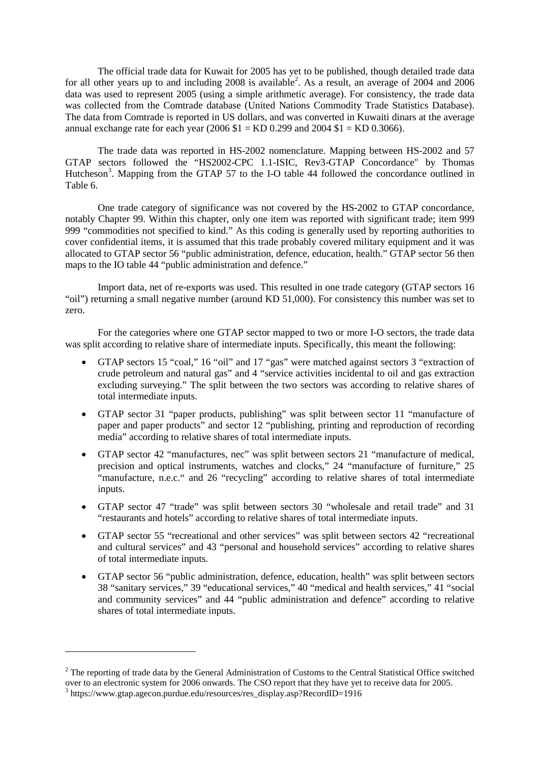The official trade data for Kuwait for 2005 has yet to be published, though detailed trade data for all other years up to and including 2008 is available[2]. As a result, an average of 2004 and 2006 data was used to represent 2005 (using a simple arithmetic average). For consistency, the trade data was collected from the Comtrade database (United Nations Commodity Trade Statistics Database). The data from Comtrade is reported in US dollars, and was converted in Kuwaiti dinars at the average annual exchange rate for each year (2006 $1 = KD 0.299 and 2004 $1 = KD 0.3066).

The trade data was reported in HS-2002 nomenclature. Mapping between HS-2002 and 57 GTAP sectors followed the "HS2002-CPC 1.1-ISIC, Rev3-GTAP Concordance" by Thomas Hutcheson[3]. Mapping from the GTAP 57 to the I-O table 44 followed the concordance outlined in Table 6.

One trade category of significance was not covered by the HS-2002 to GTAP concordance, notably Chapter 99. Within this chapter, only one item was reported with significant trade; item 999 999 "commodities not specified to kind." As this coding is generally used by reporting authorities to cover confidential items, it is assumed that this trade probably covered military equipment and it was allocated to GTAP sector 56 "public administration, defence, education, health." GTAP sector 56 then maps to the IO table 44 "public administration and defence."

Import data, net of re-exports was used. This resulted in one trade category (GTAP sectors 16 "oil") returning a small negative number (around KD 51,000). For consistency this number was set to zero.

For the categories where one GTAP sector mapped to two or more I-O sectors, the trade data was split according to relative share of intermediate inputs. Specifically, this meant the following:

- GTAP sectors 15 "coal," 16 "oil" and 17 "gas" were matched against sectors 3 "extraction of crude petroleum and natural gas" and 4 "service activities incidental to oil and gas extraction excluding surveying." The split between the two sectors was according to relative shares of total intermediate inputs.
- GTAP sector 31 "paper products, publishing" was split between sector 11 "manufacture of paper and paper products" and sector 12 "publishing, printing and reproduction of recording media" according to relative shares of total intermediate inputs.
- GTAP sector 42 "manufactures, nec" was split between sectors 21 "manufacture of medical, precision and optical instruments, watches and clocks," 24 "manufacture of furniture," 25 "manufacture, n.e.c." and 26 "recycling" according to relative shares of total intermediate inputs.
- GTAP sector 47 "trade" was split between sectors 30 "wholesale and retail trade" and 31 "restaurants and hotels" according to relative shares of total intermediate inputs.
- GTAP sector 55 "recreational and other services" was split between sectors 42 "recreational and cultural services" and 43 "personal and household services" according to relative shares of total intermediate inputs.
- GTAP sector 56 "public administration, defence, education, health" was split between sectors 38 "sanitary services," 39 "educational services," 40 "medical and health services," 41 "social and community services" and 44 "public administration and defence" according to relative shares of total intermediate inputs.

[2] The reporting of trade data by the General Administration of Customs to the Central Statistical Office switched over to an electronic system for 2006 onwards. The CSO report that they have yet to receive data for 2005.

[3] https://www.gtap.agecon.purdue.edu/resources/res_display.asp?RecordID=1916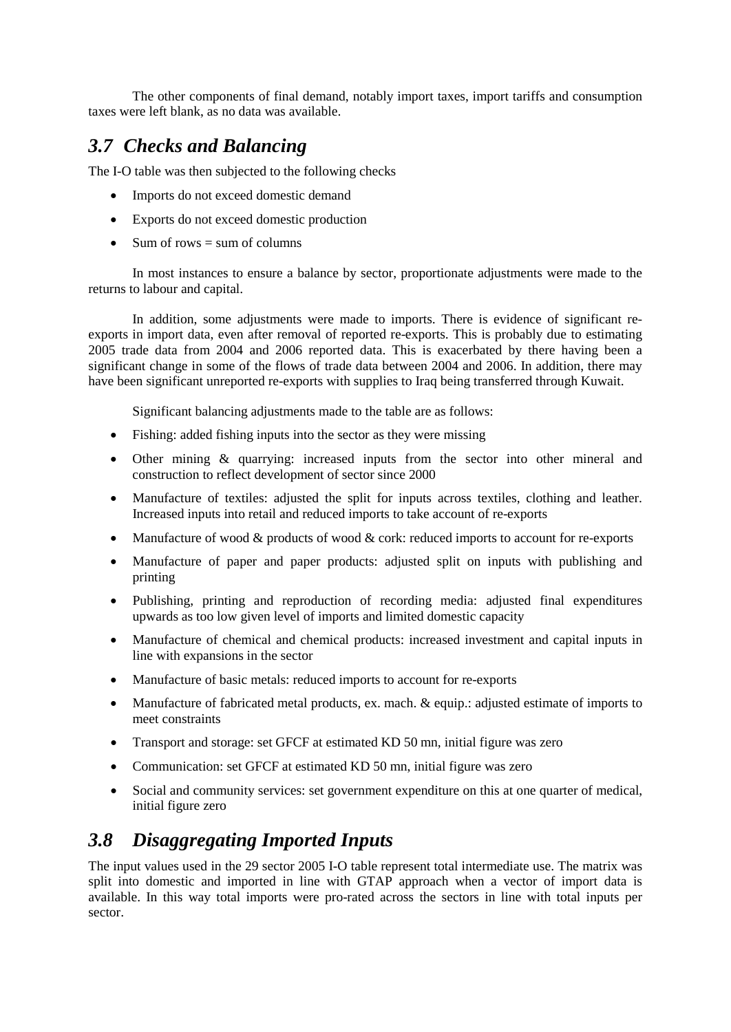The other components of final demand, notably import taxes, import tariffs and consumption taxes were left blank, as no data was available.

## *3.7 Checks and Balancing*

The I-O table was then subjected to the following checks

- Imports do not exceed domestic demand
- Exports do not exceed domestic production
- Sum of rows = sum of columns

In most instances to ensure a balance by sector, proportionate adjustments were made to the returns to labour and capital.

In addition, some adjustments were made to imports. There is evidence of significant re-exports in import data, even after removal of reported re-exports. This is probably due to estimating 2005 trade data from 2004 and 2006 reported data. This is exacerbated by there having been a significant change in some of the flows of trade data between 2004 and 2006. In addition, there may have been significant unreported re-exports with supplies to Iraq being transferred through Kuwait.

Significant balancing adjustments made to the table are as follows:

- Fishing: added fishing inputs into the sector as they were missing
- Other mining & quarrying: increased inputs from the sector into other mineral and construction to reflect development of sector since 2000
- Manufacture of textiles: adjusted the split for inputs across textiles, clothing and leather. Increased inputs into retail and reduced imports to take account of re-exports
- Manufacture of wood & products of wood & cork: reduced imports to account for re-exports
- Manufacture of paper and paper products: adjusted split on inputs with publishing and printing
- Publishing, printing and reproduction of recording media: adjusted final expenditures upwards as too low given level of imports and limited domestic capacity
- Manufacture of chemical and chemical products: increased investment and capital inputs in line with expansions in the sector
- Manufacture of basic metals: reduced imports to account for re-exports
- Manufacture of fabricated metal products, ex. mach. & equip.: adjusted estimate of imports to meet constraints
- Transport and storage: set GFCF at estimated KD 50 mn, initial figure was zero
- Communication: set GFCF at estimated KD 50 mn, initial figure was zero
- Social and community services: set government expenditure on this at one quarter of medical, initial figure zero

## *3.8 Disaggregating Imported Inputs*

The input values used in the 29 sector 2005 I-O table represent total intermediate use. The matrix was split into domestic and imported in line with GTAP approach when a vector of import data is available. In this way total imports were pro-rated across the sectors in line with total inputs per sector.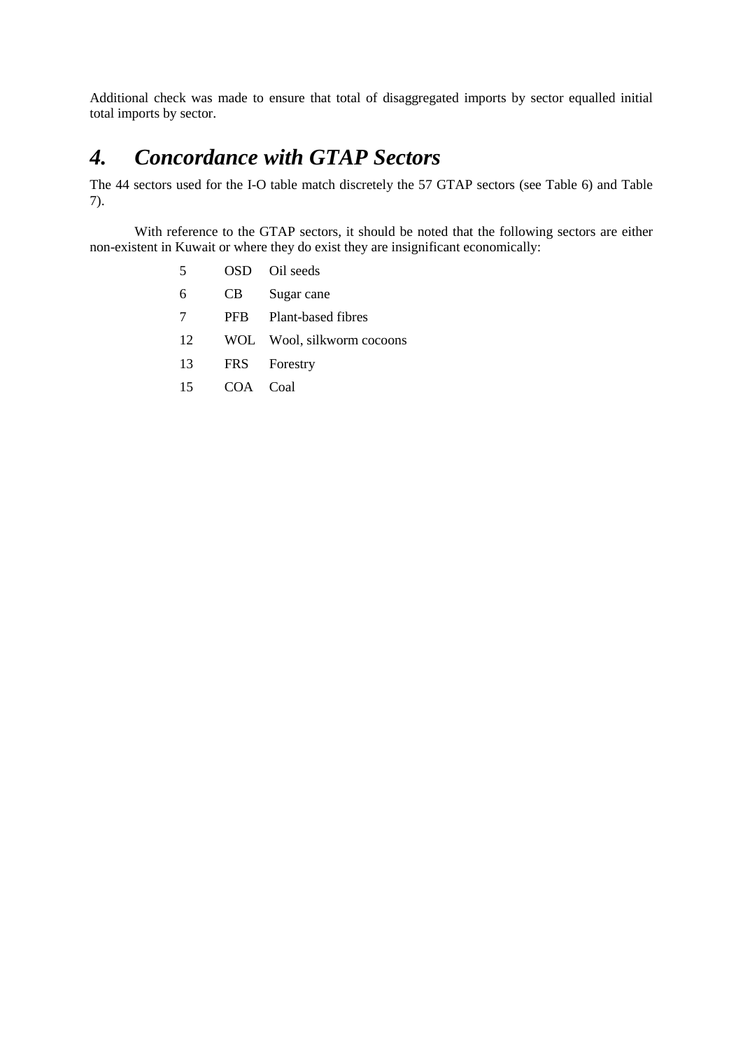Additional check was made to ensure that total of disaggregated imports by sector equalled initial total imports by sector.

# 4. Concordance with GTAP Sectors

The 44 sectors used for the I-O table match discretely the 57 GTAP sectors (see Table 6) and Table 7).

With reference to the GTAP sectors, it should be noted that the following sectors are either non-existent in Kuwait or where they do exist they are insignificant economically:

| | | |
|---|---|---|
| 5 | OSD | Oil seeds |
| 6 | CB | Sugar cane |
| 7 | PFB | Plant-based fibres |
| 12 | WOL | Wool, silkworm cocoons |
| 13 | FRS | Forestry |
| 15 | COA | Coal |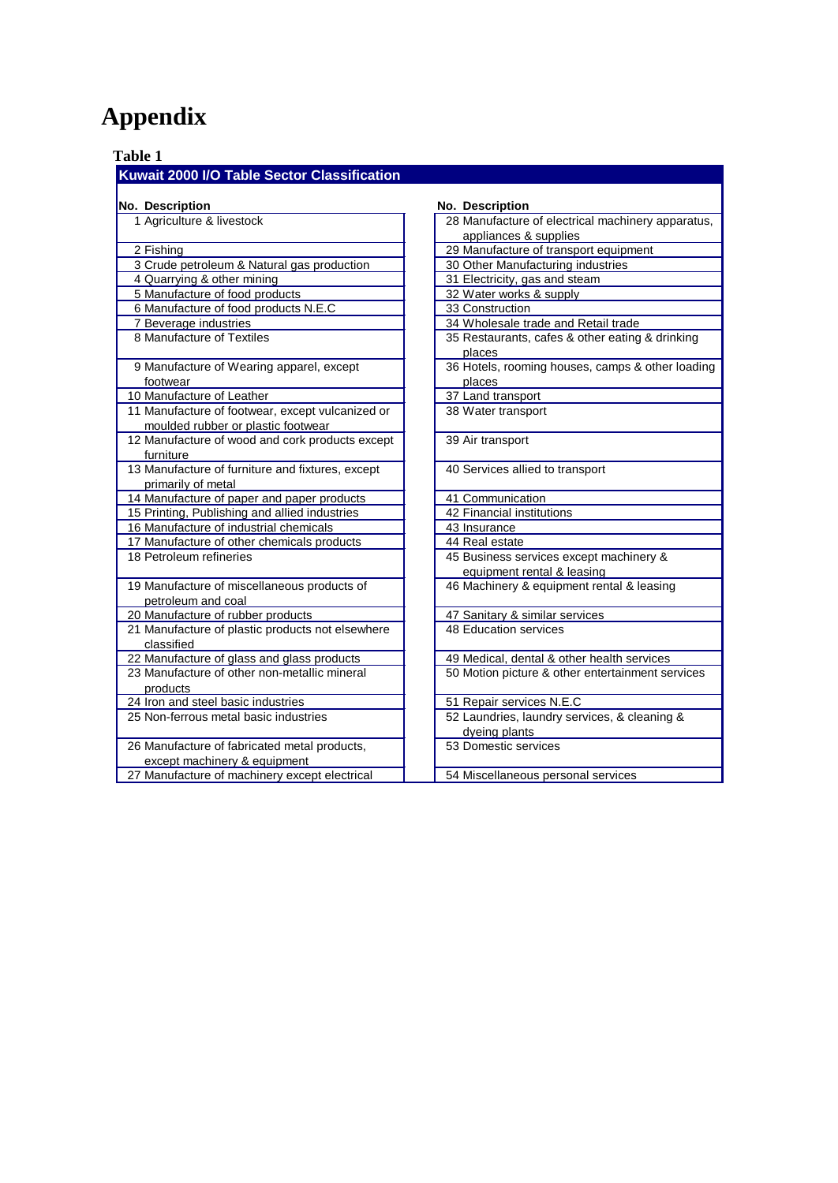# Appendix

**Table 1**

**Kuwait 2000 I/O Table Sector Classification**

| No. | Description | No. | Description |
|---|---|---|---|
| 1 | Agriculture & livestock | 28 | Manufacture of electrical machinery apparatus, appliances & supplies |
| 2 | Fishing | 29 | Manufacture of transport equipment |
| 3 | Crude petroleum & Natural gas production | 30 | Other Manufacturing industries |
| 4 | Quarrying & other mining | 31 | Electricity, gas and steam |
| 5 | Manufacture of food products | 32 | Water works & supply |
| 6 | Manufacture of food products N.E.C | 33 | Construction |
| 7 | Beverage industries | 34 | Wholesale trade and Retail trade |
| 8 | Manufacture of Textiles | 35 | Restaurants, cafes & other eating & drinking places |
| 9 | Manufacture of Wearing apparel, except footwear | 36 | Hotels, rooming houses, camps & other loading places |
| 10 | Manufacture of Leather | 37 | Land transport |
| 11 | Manufacture of footwear, except vulcanized or moulded rubber or plastic footwear | 38 | Water transport |
| 12 | Manufacture of wood and cork products except furniture | 39 | Air transport |
| 13 | Manufacture of furniture and fixtures, except primarily of metal | 40 | Services allied to transport |
| 14 | Manufacture of paper and paper products | 41 | Communication |
| 15 | Printing, Publishing and allied industries | 42 | Financial institutions |
| 16 | Manufacture of industrial chemicals | 43 | Insurance |
| 17 | Manufacture of other chemicals products | 44 | Real estate |
| 18 | Petroleum refineries | 45 | Business services except machinery & equipment rental & leasing |
| 19 | Manufacture of miscellaneous products of petroleum and coal | 46 | Machinery & equipment rental & leasing |
| 20 | Manufacture of rubber products | 47 | Sanitary & similar services |
| 21 | Manufacture of plastic products not elsewhere classified | 48 | Education services |
| 22 | Manufacture of glass and glass products | 49 | Medical, dental & other health services |
| 23 | Manufacture of other non-metallic mineral products | 50 | Motion picture & other entertainment services |
| 24 | Iron and steel basic industries | 51 | Repair services N.E.C |
| 25 | Non-ferrous metal basic industries | 52 | Laundries, laundry services, & cleaning & dyeing plants |
| 26 | Manufacture of fabricated metal products, except machinery & equipment | 53 | Domestic services |
| 27 | Manufacture of machinery except electrical | 54 | Miscellaneous personal services |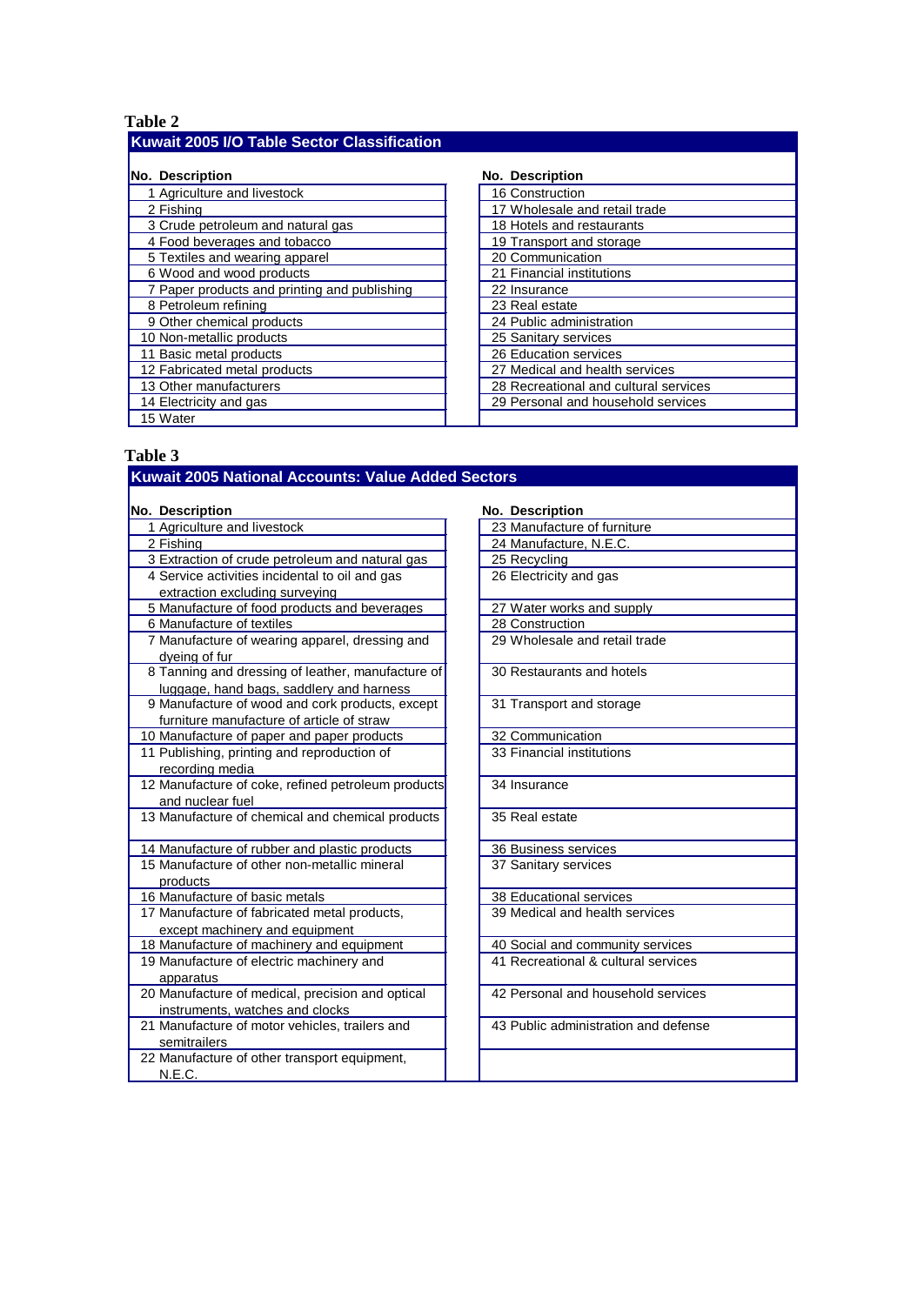### Table 2

**Kuwait 2005 I/O Table Sector Classification**

| No. | Description | No. | Description |
|---|---|---|---|
| 1 | Agriculture and livestock | 16 | Construction |
| 2 | Fishing | 17 | Wholesale and retail trade |
| 3 | Crude petroleum and natural gas | 18 | Hotels and restaurants |
| 4 | Food beverages and tobacco | 19 | Transport and storage |
| 5 | Textiles and wearing apparel | 20 | Communication |
| 6 | Wood and wood products | 21 | Financial institutions |
| 7 | Paper products and printing and publishing | 22 | Insurance |
| 8 | Petroleum refining | 23 | Real estate |
| 9 | Other chemical products | 24 | Public administration |
| 10 | Non-metallic products | 25 | Sanitary services |
| 11 | Basic metal products | 26 | Education services |
| 12 | Fabricated metal products | 27 | Medical and health services |
| 13 | Other manufacturers | 28 | Recreational and cultural services |
| 14 | Electricity and gas | 29 | Personal and household services |
| 15 | Water | | |

### Table 3

**Kuwait 2005 National Accounts: Value Added Sectors**

| No. | Description | No. | Description |
|---|---|---|---|
| 1 | Agriculture and livestock | 23 | Manufacture of furniture |
| 2 | Fishing | 24 | Manufacture, N.E.C. |
| 3 | Extraction of crude petroleum and natural gas | 25 | Recycling |
| 4 | Service activities incidental to oil and gas extraction excluding surveying | 26 | Electricity and gas |
| 5 | Manufacture of food products and beverages | 27 | Water works and supply |
| 6 | Manufacture of textiles | 28 | Construction |
| 7 | Manufacture of wearing apparel, dressing and dyeing of fur | 29 | Wholesale and retail trade |
| 8 | Tanning and dressing of leather, manufacture of luggage, hand bags, saddlery and harness | 30 | Restaurants and hotels |
| 9 | Manufacture of wood and cork products, except furniture manufacture of article of straw | 31 | Transport and storage |
| 10 | Manufacture of paper and paper products | 32 | Communication |
| 11 | Publishing, printing and reproduction of recording media | 33 | Financial institutions |
| 12 | Manufacture of coke, refined petroleum products and nuclear fuel | 34 | Insurance |
| 13 | Manufacture of chemical and chemical products | 35 | Real estate |
| 14 | Manufacture of rubber and plastic products | 36 | Business services |
| 15 | Manufacture of other non-metallic mineral products | 37 | Sanitary services |
| 16 | Manufacture of basic metals | 38 | Educational services |
| 17 | Manufacture of fabricated metal products, except machinery and equipment | 39 | Medical and health services |
| 18 | Manufacture of machinery and equipment | 40 | Social and community services |
| 19 | Manufacture of electric machinery and apparatus | 41 | Recreational & cultural services |
| 20 | Manufacture of medical, precision and optical instruments, watches and clocks | 42 | Personal and household services |
| 21 | Manufacture of motor vehicles, trailers and semitrailers | 43 | Public administration and defense |
| 22 | Manufacture of other transport equipment, N.E.C. | | |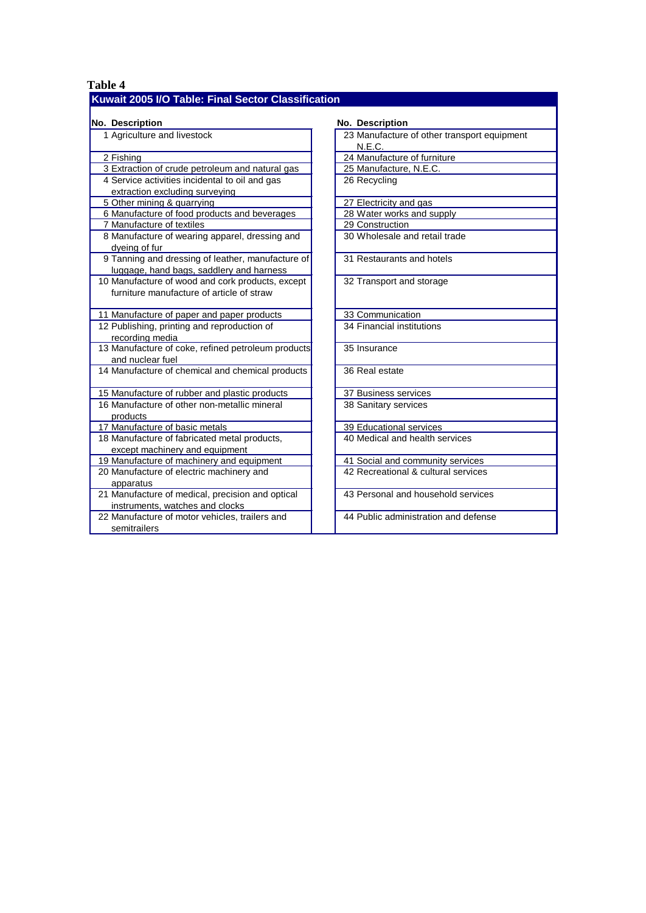**Table 4**

**Kuwait 2005 I/O Table: Final Sector Classification**

| No. | Description | No. | Description |
|---|---|---|---|
| 1 | Agriculture and livestock | 23 | Manufacture of other transport equipment N.E.C. |
| 2 | Fishing | 24 | Manufacture of furniture |
| 3 | Extraction of crude petroleum and natural gas | 25 | Manufacture, N.E.C. |
| 4 | Service activities incidental to oil and gas extraction excluding surveying | 26 | Recycling |
| 5 | Other mining & quarrying | 27 | Electricity and gas |
| 6 | Manufacture of food products and beverages | 28 | Water works and supply |
| 7 | Manufacture of textiles | 29 | Construction |
| 8 | Manufacture of wearing apparel, dressing and dyeing of fur | 30 | Wholesale and retail trade |
| 9 | Tanning and dressing of leather, manufacture of luggage, hand bags, saddlery and harness | 31 | Restaurants and hotels |
| 10 | Manufacture of wood and cork products, except furniture manufacture of article of straw | 32 | Transport and storage |
| 11 | Manufacture of paper and paper products | 33 | Communication |
| 12 | Publishing, printing and reproduction of recording media | 34 | Financial institutions |
| 13 | Manufacture of coke, refined petroleum products and nuclear fuel | 35 | Insurance |
| 14 | Manufacture of chemical and chemical products | 36 | Real estate |
| 15 | Manufacture of rubber and plastic products | 37 | Business services |
| 16 | Manufacture of other non-metallic mineral products | 38 | Sanitary services |
| 17 | Manufacture of basic metals | 39 | Educational services |
| 18 | Manufacture of fabricated metal products, except machinery and equipment | 40 | Medical and health services |
| 19 | Manufacture of machinery and equipment | 41 | Social and community services |
| 20 | Manufacture of electric machinery and apparatus | 42 | Recreational & cultural services |
| 21 | Manufacture of medical, precision and optical instruments, watches and clocks | 43 | Personal and household services |
| 22 | Manufacture of motor vehicles, trailers and semitrailers | 44 | Public administration and defense |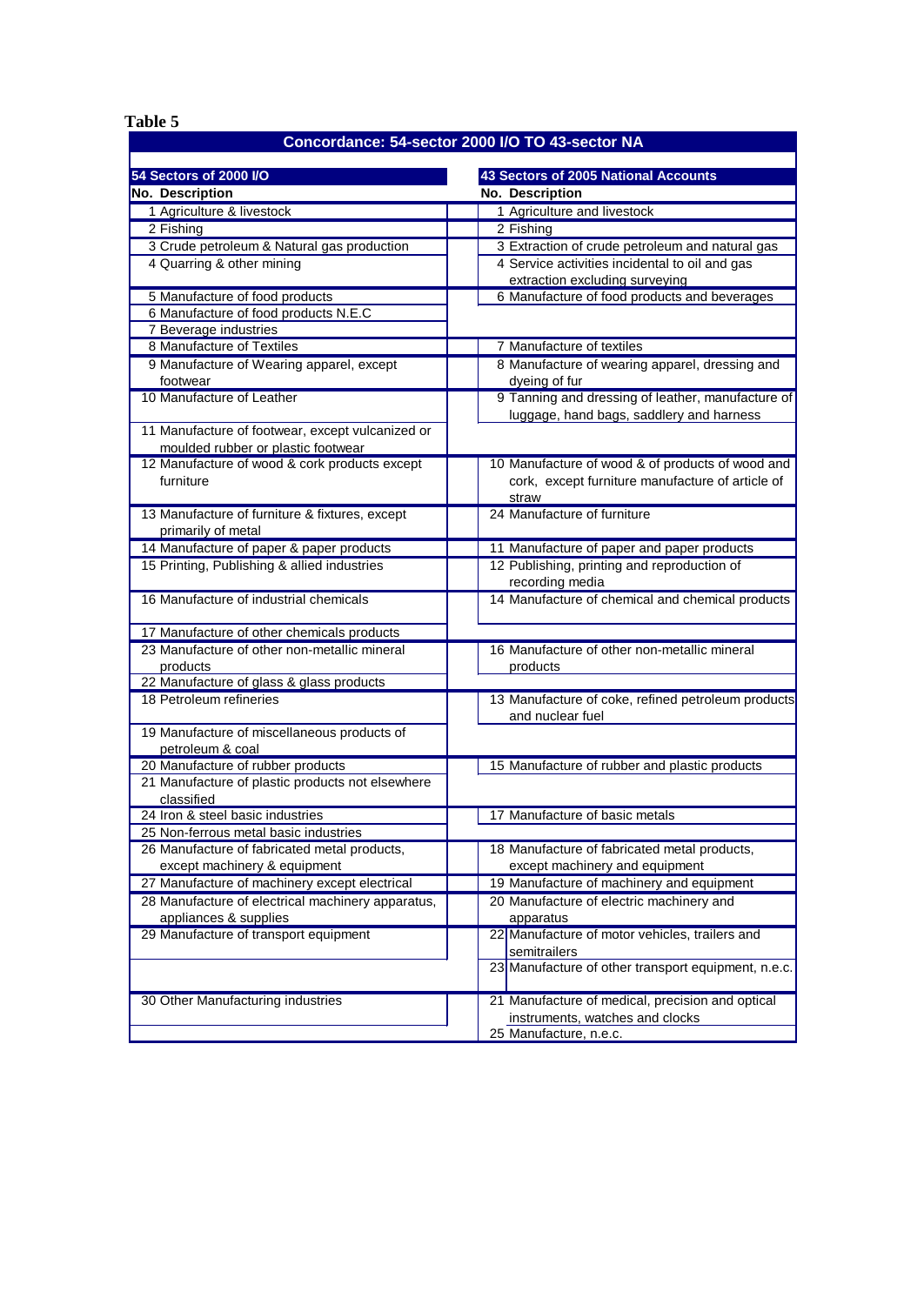**Table 5**

**Concordance: 54-sector 2000 I/O TO 43-sector NA**

| 54 Sectors of 2000 I/O | | 43 Sectors of 2005 National Accounts | |
|---|---|---|---|
| **No.** | **Description** | **No.** | **Description** |
| 1 | Agriculture & livestock | 1 | Agriculture and livestock |
| 2 | Fishing | 2 | Fishing |
| 3 | Crude petroleum & Natural gas production | 3 | Extraction of crude petroleum and natural gas |
| 4 | Quarring & other mining | 4 | Service activities incidental to oil and gas extraction excluding surveying |
| 5 | Manufacture of food products | 6 | Manufacture of food products and beverages |
| 6 | Manufacture of food products N.E.C | | |
| 7 | Beverage industries | | |
| 8 | Manufacture of Textiles | 7 | Manufacture of textiles |
| 9 | Manufacture of Wearing apparel, except footwear | 8 | Manufacture of wearing apparel, dressing and dyeing of fur |
| 10 | Manufacture of Leather | 9 | Tanning and dressing of leather, manufacture of luggage, hand bags, saddlery and harness |
| 11 | Manufacture of footwear, except vulcanized or moulded rubber or plastic footwear | | |
| 12 | Manufacture of wood & cork products except furniture | 10 | Manufacture of wood & of products of wood and cork, except furniture manufacture of article of straw |
| 13 | Manufacture of furniture & fixtures, except primarily of metal | 24 | Manufacture of furniture |
| 14 | Manufacture of paper & paper products | 11 | Manufacture of paper and paper products |
| 15 | Printing, Publishing & allied industries | 12 | Publishing, printing and reproduction of recording media |
| 16 | Manufacture of industrial chemicals | 14 | Manufacture of chemical and chemical products |
| 17 | Manufacture of other chemicals products | | |
| 23 | Manufacture of other non-metallic mineral products | 16 | Manufacture of other non-metallic mineral products |
| 22 | Manufacture of glass & glass products | | |
| 18 | Petroleum refineries | 13 | Manufacture of coke, refined petroleum products and nuclear fuel |
| 19 | Manufacture of miscellaneous products of petroleum & coal | | |
| 20 | Manufacture of rubber products | 15 | Manufacture of rubber and plastic products |
| 21 | Manufacture of plastic products not elsewhere classified | | |
| 24 | Iron & steel basic industries | 17 | Manufacture of basic metals |
| 25 | Non-ferrous metal basic industries | | |
| 26 | Manufacture of fabricated metal products, except machinery & equipment | 18 | Manufacture of fabricated metal products, except machinery and equipment |
| 27 | Manufacture of machinery except electrical | 19 | Manufacture of machinery and equipment |
| 28 | Manufacture of electrical machinery apparatus, appliances & supplies | 20 | Manufacture of electric machinery and apparatus |
| 29 | Manufacture of transport equipment | 22 | Manufacture of motor vehicles, trailers and semitrailers |
| | | 23 | Manufacture of other transport equipment, n.e.c. |
| 30 | Other Manufacturing industries | 21 | Manufacture of medical, precision and optical instruments, watches and clocks |
| | | 25 | Manufacture, n.e.c. |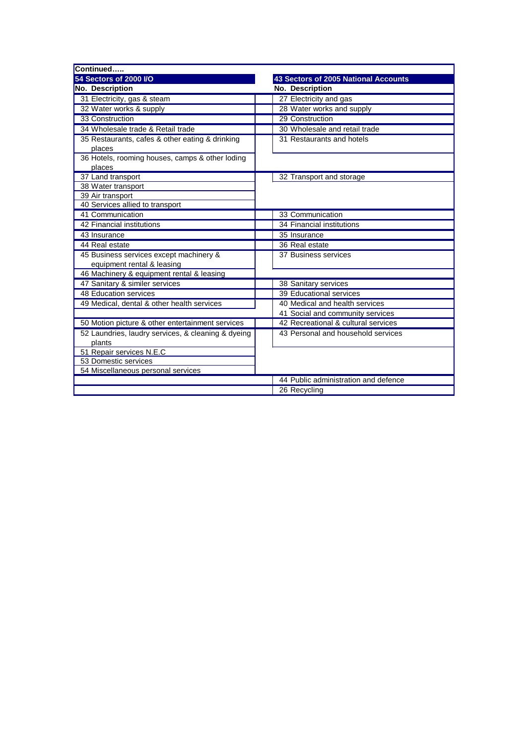Continued…..

| 54 Sectors of 2000 I/O | 43 Sectors of 2005 National Accounts |
|---|---|
| **No. Description** | **No. Description** |
| 31 Electricity, gas & steam | 27 Electricity and gas |
| 32 Water works & supply | 28 Water works and supply |
| 33 Construction | 29 Construction |
| 34 Wholesale trade & Retail trade | 30 Wholesale and retail trade |
| 35 Restaurants, cafes & other eating & drinking places | 31 Restaurants and hotels |
| 36 Hotels, rooming houses, camps & other loding places | |
| 37 Land transport | 32 Transport and storage |
| 38 Water transport | |
| 39 Air transport | |
| 40 Services allied to transport | |
| 41 Communication | 33 Communication |
| 42 Financial institutions | 34 Financial institutions |
| 43 Insurance | 35 Insurance |
| 44 Real estate | 36 Real estate |
| 45 Business services except machinery & equipment rental & leasing | 37 Business services |
| 46 Machinery & equipment rental & leasing | |
| 47 Sanitary & similer services | 38 Sanitary services |
| 48 Education services | 39 Educational services |
| 49 Medical, dental & other health services | 40 Medical and health services |
| | 41 Social and community services |
| 50 Motion picture & other entertainment services | 42 Recreational & cultural services |
| 52 Laundries, laudry services, & cleaning & dyeing plants | 43 Personal and household services |
| 51 Repair services N.E.C | |
| 53 Domestic services | |
| 54 Miscellaneous personal services | |
| | 44 Public administration and defence |
| | 26 Recycling |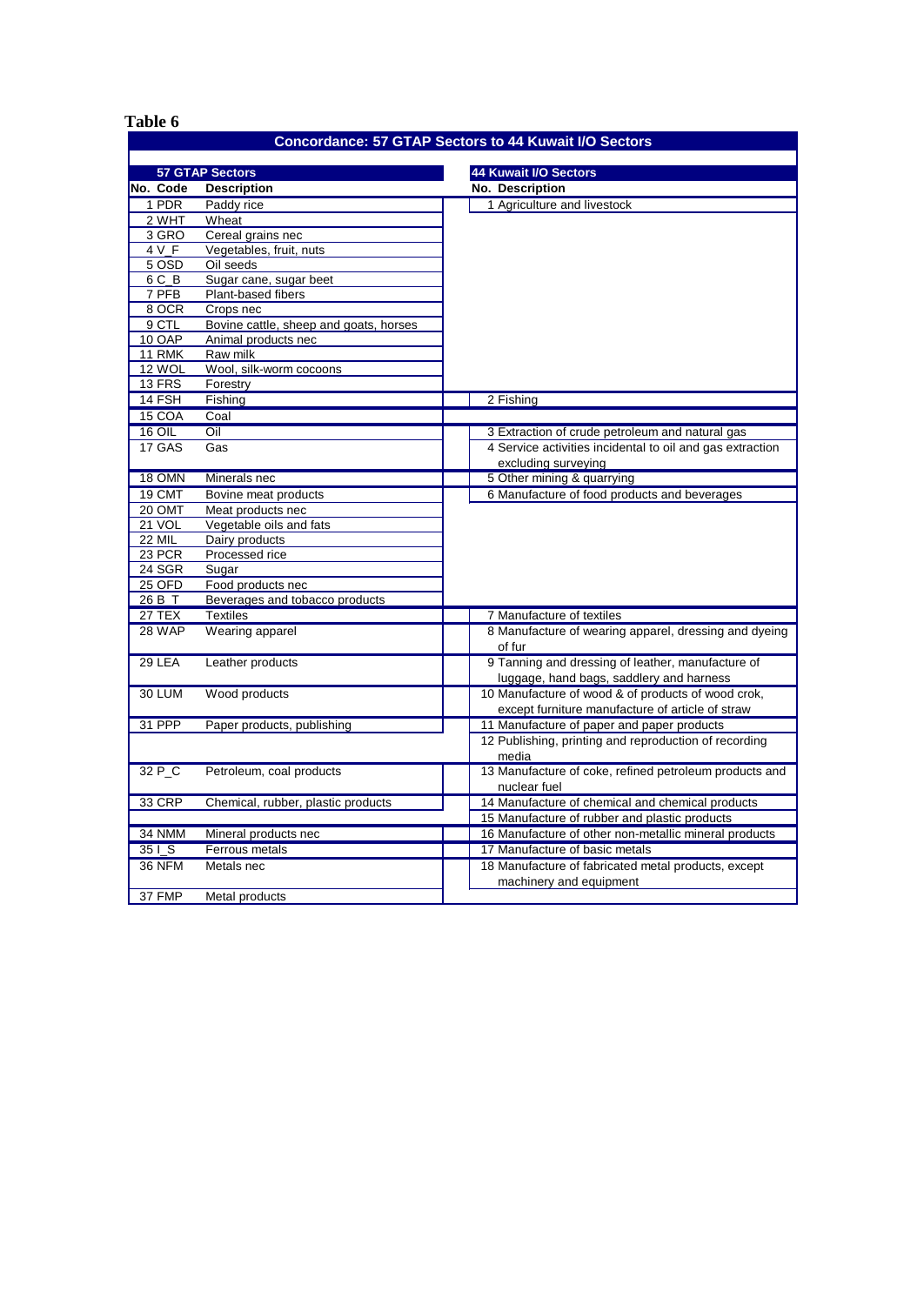**Table 6**

| Concordance: 57 GTAP Sectors to 44 Kuwait I/O Sectors | | | |
|---|---|---|---|
| **57 GTAP Sectors** | | **44 Kuwait I/O Sectors** | |
| **No. Code** | **Description** | **No.** | **Description** |
| 1 PDR | Paddy rice | 1 | Agriculture and livestock |
| 2 WHT | Wheat | | |
| 3 GRO | Cereal grains nec | | |
| 4 V_F | Vegetables, fruit, nuts | | |
| 5 OSD | Oil seeds | | |
| 6 C_B | Sugar cane, sugar beet | | |
| 7 PFB | Plant-based fibers | | |
| 8 OCR | Crops nec | | |
| 9 CTL | Bovine cattle, sheep and goats, horses | | |
| 10 OAP | Animal products nec | | |
| 11 RMK | Raw milk | | |
| 12 WOL | Wool, silk-worm cocoons | | |
| 13 FRS | Forestry | | |
| 14 FSH | Fishing | 2 | Fishing |
| 15 COA | Coal | | |
| 16 OIL | Oil | 3 | Extraction of crude petroleum and natural gas |
| 17 GAS | Gas | 4 | Service activities incidental to oil and gas extraction excluding surveying |
| 18 OMN | Minerals nec | 5 | Other mining & quarrying |
| 19 CMT | Bovine meat products | 6 | Manufacture of food products and beverages |
| 20 OMT | Meat products nec | | |
| 21 VOL | Vegetable oils and fats | | |
| 22 MIL | Dairy products | | |
| 23 PCR | Processed rice | | |
| 24 SGR | Sugar | | |
| 25 OFD | Food products nec | | |
| 26 B_T | Beverages and tobacco products | | |
| 27 TEX | Textiles | 7 | Manufacture of textiles |
| 28 WAP | Wearing apparel | 8 | Manufacture of wearing apparel, dressing and dyeing of fur |
| 29 LEA | Leather products | 9 | Tanning and dressing of leather, manufacture of luggage, hand bags, saddlery and harness |
| 30 LUM | Wood products | 10 | Manufacture of wood & of products of wood crok, except furniture manufacture of article of straw |
| 31 PPP | Paper products, publishing | 11 | Manufacture of paper and paper products |
| | | 12 | Publishing, printing and reproduction of recording media |
| 32 P_C | Petroleum, coal products | 13 | Manufacture of coke, refined petroleum products and nuclear fuel |
| 33 CRP | Chemical, rubber, plastic products | 14 | Manufacture of chemical and chemical products |
| | | 15 | Manufacture of rubber and plastic products |
| 34 NMM | Mineral products nec | 16 | Manufacture of other non-metallic mineral products |
| 35 I_S | Ferrous metals | 17 | Manufacture of basic metals |
| 36 NFM | Metals nec | 18 | Manufacture of fabricated metal products, except machinery and equipment |
| 37 FMP | Metal products | | |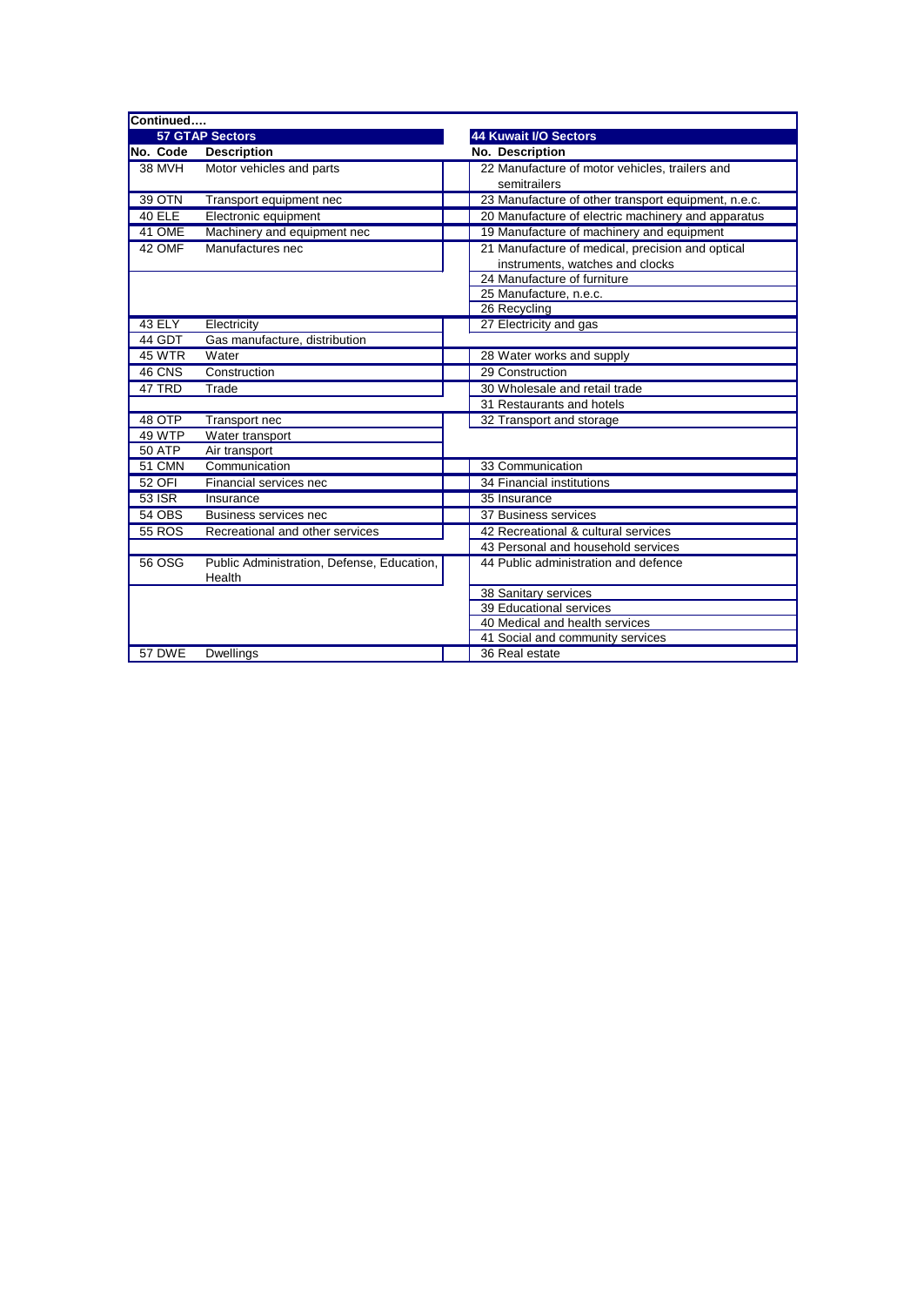**Continued….**

| 57 GTAP Sectors | | | 44 Kuwait I/O Sectors |
|---|---|---|---|
| **No.** | **Code** | **Description** | **No. Description** |
| 38 | MVH | Motor vehicles and parts | 22 Manufacture of motor vehicles, trailers and semitrailers |
| 39 | OTN | Transport equipment nec | 23 Manufacture of other transport equipment, n.e.c. |
| 40 | ELE | Electronic equipment | 20 Manufacture of electric machinery and apparatus |
| 41 | OME | Machinery and equipment nec | 19 Manufacture of machinery and equipment |
| 42 | OMF | Manufactures nec | 21 Manufacture of medical, precision and optical instruments, watches and clocks |
| | | | 24 Manufacture of furniture |
| | | | 25 Manufacture, n.e.c. |
| | | | 26 Recycling |
| 43 | ELY | Electricity | 27 Electricity and gas |
| 44 | GDT | Gas manufacture, distribution | |
| 45 | WTR | Water | 28 Water works and supply |
| 46 | CNS | Construction | 29 Construction |
| 47 | TRD | Trade | 30 Wholesale and retail trade |
| | | | 31 Restaurants and hotels |
| 48 | OTP | Transport nec | 32 Transport and storage |
| 49 | WTP | Water transport | |
| 50 | ATP | Air transport | |
| 51 | CMN | Communication | 33 Communication |
| 52 | OFI | Financial services nec | 34 Financial institutions |
| 53 | ISR | Insurance | 35 Insurance |
| 54 | OBS | Business services nec | 37 Business services |
| 55 | ROS | Recreational and other services | 42 Recreational & cultural services |
| | | | 43 Personal and household services |
| 56 | OSG | Public Administration, Defense, Education, Health | 44 Public administration and defence |
| | | | 38 Sanitary services |
| | | | 39 Educational services |
| | | | 40 Medical and health services |
| | | | 41 Social and community services |
| 57 | DWE | Dwellings | 36 Real estate |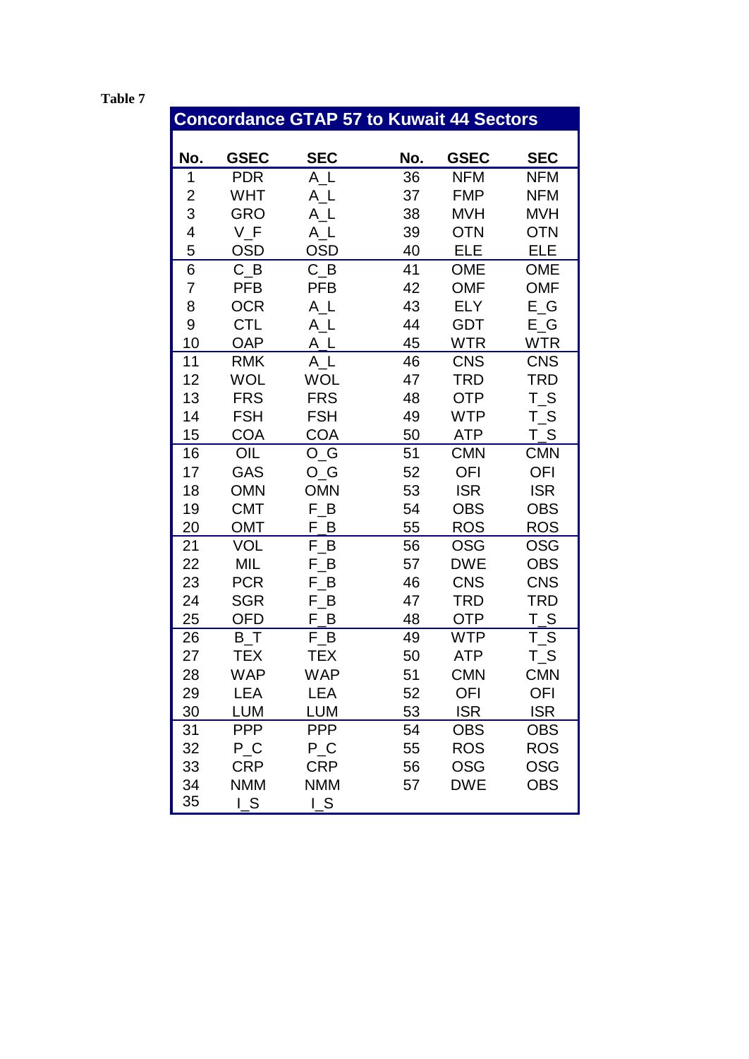**Table 7**

| Concordance GTAP 57 to Kuwait 44 Sectors | | | | | |
|---|---|---|---|---|---|
| **No.** | **GSEC** | **SEC** | **No.** | **GSEC** | **SEC** |
| 1 | PDR | A_L | 36 | NFM | NFM |
| 2 | WHT | A_L | 37 | FMP | NFM |
| 3 | GRO | A_L | 38 | MVH | MVH |
| 4 | V_F | A_L | 39 | OTN | OTN |
| 5 | OSD | OSD | 40 | ELE | ELE |
| 6 | C_B | C_B | 41 | OME | OME |
| 7 | PFB | PFB | 42 | OMF | OMF |
| 8 | OCR | A_L | 43 | ELY | E_G |
| 9 | CTL | A_L | 44 | GDT | E_G |
| 10 | OAP | A_L | 45 | WTR | WTR |
| 11 | RMK | A_L | 46 | CNS | CNS |
| 12 | WOL | WOL | 47 | TRD | TRD |
| 13 | FRS | FRS | 48 | OTP | T_S |
| 14 | FSH | FSH | 49 | WTP | T_S |
| 15 | COA | COA | 50 | ATP | T_S |
| 16 | OIL | O_G | 51 | CMN | CMN |
| 17 | GAS | O_G | 52 | OFI | OFI |
| 18 | OMN | OMN | 53 | ISR | ISR |
| 19 | CMT | F_B | 54 | OBS | OBS |
| 20 | OMT | F_B | 55 | ROS | ROS |
| 21 | VOL | F_B | 56 | OSG | OSG |
| 22 | MIL | F_B | 57 | DWE | OBS |
| 23 | PCR | F_B | 46 | CNS | CNS |
| 24 | SGR | F_B | 47 | TRD | TRD |
| 25 | OFD | F_B | 48 | OTP | T_S |
| 26 | B_T | F_B | 49 | WTP | T_S |
| 27 | TEX | TEX | 50 | ATP | T_S |
| 28 | WAP | WAP | 51 | CMN | CMN |
| 29 | LEA | LEA | 52 | OFI | OFI |
| 30 | LUM | LUM | 53 | ISR | ISR |
| 31 | PPP | PPP | 54 | OBS | OBS |
| 32 | P_C | P_C | 55 | ROS | ROS |
| 33 | CRP | CRP | 56 | OSG | OSG |
| 34 | NMM | NMM | 57 | DWE | OBS |
| 35 | I_S | I_S | | | |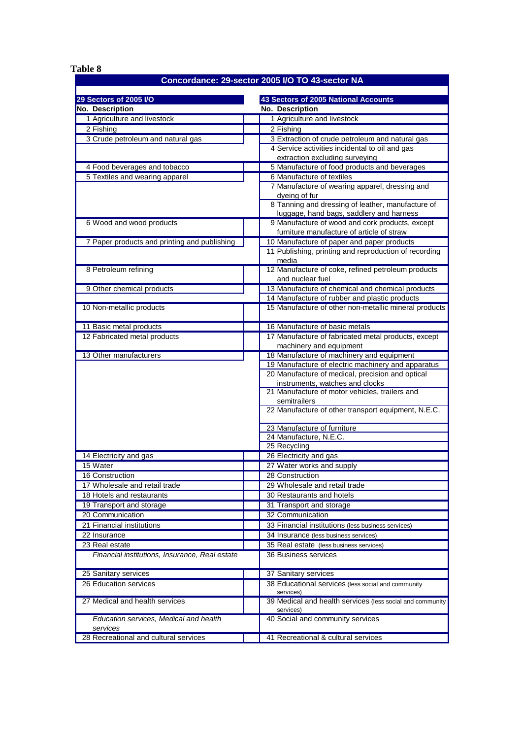**Table 8**

| Concordance: 29-sector 2005 I/O TO 43-sector NA | | | |
|---|---|---|---|
| **29 Sectors of 2005 I/O** | | **43 Sectors of 2005 National Accounts** | |
| **No.** | **Description** | **No.** | **Description** |
| 1 | Agriculture and livestock | 1 | Agriculture and livestock |
| 2 | Fishing | 2 | Fishing |
| 3 | Crude petroleum and natural gas | 3 | Extraction of crude petroleum and natural gas |
| | | 4 | Service activities incidental to oil and gas extraction excluding surveying |
| 4 | Food beverages and tobacco | 5 | Manufacture of food products and beverages |
| 5 | Textiles and wearing apparel | 6 | Manufacture of textiles |
| | | 7 | Manufacture of wearing apparel, dressing and dyeing of fur |
| | | 8 | Tanning and dressing of leather, manufacture of luggage, hand bags, saddlery and harness |
| 6 | Wood and wood products | 9 | Manufacture of wood and cork products, except furniture manufacture of article of straw |
| 7 | Paper products and printing and publishing | 10 | Manufacture of paper and paper products |
| | | 11 | Publishing, printing and reproduction of recording media |
| 8 | Petroleum refining | 12 | Manufacture of coke, refined petroleum products and nuclear fuel |
| 9 | Other chemical products | 13 | Manufacture of chemical and chemical products |
| | | 14 | Manufacture of rubber and plastic products |
| 10 | Non-metallic products | 15 | Manufacture of other non-metallic mineral products |
| 11 | Basic metal products | 16 | Manufacture of basic metals |
| 12 | Fabricated metal products | 17 | Manufacture of fabricated metal products, except machinery and equipment |
| 13 | Other manufacturers | 18 | Manufacture of machinery and equipment |
| | | 19 | Manufacture of electric machinery and apparatus |
| | | 20 | Manufacture of medical, precision and optical instruments, watches and clocks |
| | | 21 | Manufacture of motor vehicles, trailers and semitrailers |
| | | 22 | Manufacture of other transport equipment, N.E.C. |
| | | 23 | Manufacture of furniture |
| | | 24 | Manufacture, N.E.C. |
| | | 25 | Recycling |
| 14 | Electricity and gas | 26 | Electricity and gas |
| 15 | Water | 27 | Water works and supply |
| 16 | Construction | 28 | Construction |
| 17 | Wholesale and retail trade | 29 | Wholesale and retail trade |
| 18 | Hotels and restaurants | 30 | Restaurants and hotels |
| 19 | Transport and storage | 31 | Transport and storage |
| 20 | Communication | 32 | Communication |
| 21 | Financial institutions | 33 | Financial institutions (less business services) |
| 22 | Insurance | 34 | Insurance (less business services) |
| 23 | Real estate | 35 | Real estate (less business services) |
| | *Financial institutions, Insurance, Real estate* | 36 | Business services |
| 25 | Sanitary services | 37 | Sanitary services |
| 26 | Education services | 38 | Educational services (less social and community services) |
| 27 | Medical and health services | 39 | Medical and health services (less social and community services) |
| | *Education services, Medical and health services* | 40 | Social and community services |
| 28 | Recreational and cultural services | 41 | Recreational & cultural services |